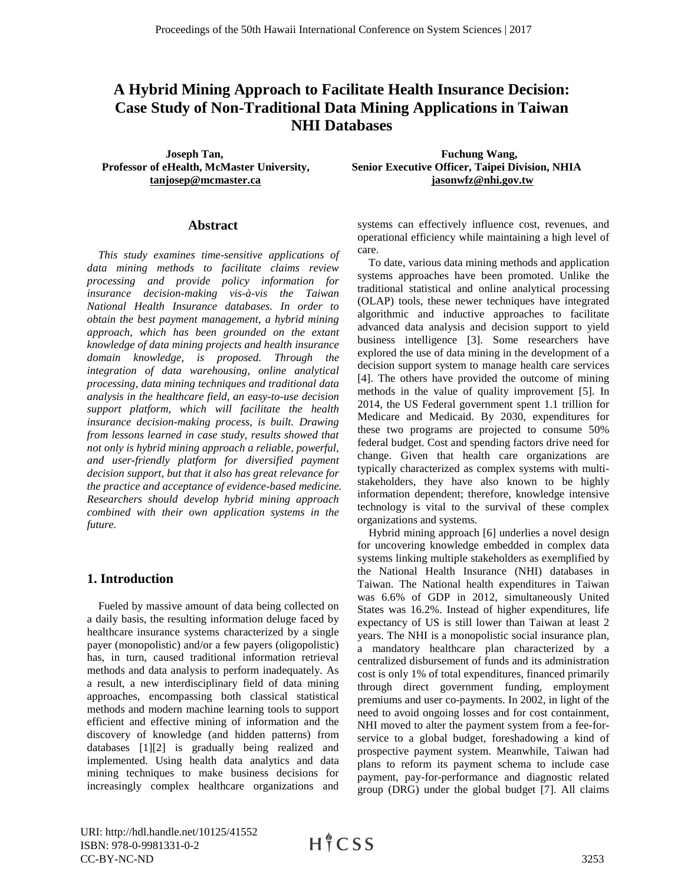# A Hybrid Mining Approach to Facilitate Health Insurance Decision: Case Study of Non-Traditional Data Mining Applications in Taiwan NHI Databases

**Joseph Tan,**
**Professor of eHealth, McMaster University,**
**tanjosep@mcmaster.ca**

**Fuchung Wang,**
**Senior Executive Officer, Taipei Division, NHIA**
**jasonwfz@nhi.gov.tw**

## Abstract

*This study examines time-sensitive applications of data mining methods to facilitate claims review processing and provide policy information for insurance decision-making vis-à-vis the Taiwan National Health Insurance databases. In order to obtain the best payment management, a hybrid mining approach, which has been grounded on the extant knowledge of data mining projects and health insurance domain knowledge, is proposed. Through the integration of data warehousing, online analytical processing, data mining techniques and traditional data analysis in the healthcare field, an easy-to-use decision support platform, which will facilitate the health insurance decision-making process, is built. Drawing from lessons learned in case study, results showed that not only is hybrid mining approach a reliable, powerful, and user-friendly platform for diversified payment decision support, but that it also has great relevance for the practice and acceptance of evidence-based medicine. Researchers should develop hybrid mining approach combined with their own application systems in the future.*

## 1. Introduction

Fueled by massive amount of data being collected on a daily basis, the resulting information deluge faced by healthcare insurance systems characterized by a single payer (monopolistic) and/or a few payers (oligopolistic) has, in turn, caused traditional information retrieval methods and data analysis to perform inadequately. As a result, a new interdisciplinary field of data mining approaches, encompassing both classical statistical methods and modern machine learning tools to support efficient and effective mining of information and the discovery of knowledge (and hidden patterns) from databases [1][2] is gradually being realized and implemented. Using health data analytics and data mining techniques to make business decisions for increasingly complex healthcare organizations and systems can effectively influence cost, revenues, and operational efficiency while maintaining a high level of care.

To date, various data mining methods and application systems approaches have been promoted. Unlike the traditional statistical and online analytical processing (OLAP) tools, these newer techniques have integrated algorithmic and inductive approaches to facilitate advanced data analysis and decision support to yield business intelligence [3]. Some researchers have explored the use of data mining in the development of a decision support system to manage health care services [4]. The others have provided the outcome of mining methods in the value of quality improvement [5]. In 2014, the US Federal government spent 1.1 trillion for Medicare and Medicaid. By 2030, expenditures for these two programs are projected to consume 50% federal budget. Cost and spending factors drive need for change. Given that health care organizations are typically characterized as complex systems with multi-stakeholders, they have also known to be highly information dependent; therefore, knowledge intensive technology is vital to the survival of these complex organizations and systems.

Hybrid mining approach [6] underlies a novel design for uncovering knowledge embedded in complex data systems linking multiple stakeholders as exemplified by the National Health Insurance (NHI) databases in Taiwan. The National health expenditures in Taiwan was 6.6% of GDP in 2012, simultaneously United States was 16.2%. Instead of higher expenditures, life expectancy of US is still lower than Taiwan at least 2 years. The NHI is a monopolistic social insurance plan, a mandatory healthcare plan characterized by a centralized disbursement of funds and its administration cost is only 1% of total expenditures, financed primarily through direct government funding, employment premiums and user co-payments. In 2002, in light of the need to avoid ongoing losses and for cost containment, NHI moved to alter the payment system from a fee-for-service to a global budget, foreshadowing a kind of prospective payment system. Meanwhile, Taiwan had plans to reform its payment schema to include case payment, pay-for-performance and diagnostic related group (DRG) under the global budget [7]. All claims

URI: http://hdl.handle.net/10125/41552
ISBN: 978-0-9981331-0-2
CC-BY-NC-ND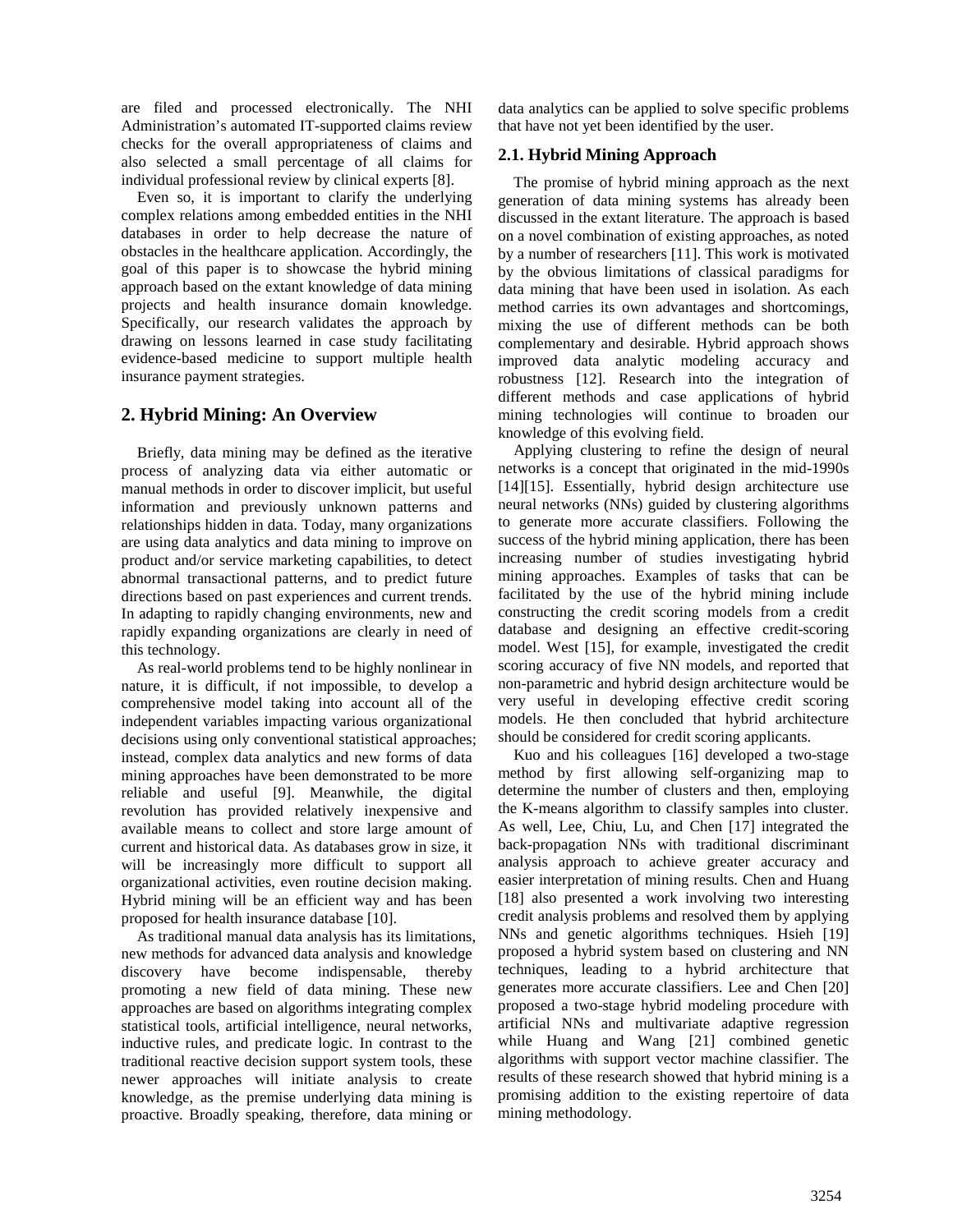are filed and processed electronically. The NHI Administration's automated IT-supported claims review checks for the overall appropriateness of claims and also selected a small percentage of all claims for individual professional review by clinical experts [8].

Even so, it is important to clarify the underlying complex relations among embedded entities in the NHI databases in order to help decrease the nature of obstacles in the healthcare application. Accordingly, the goal of this paper is to showcase the hybrid mining approach based on the extant knowledge of data mining projects and health insurance domain knowledge. Specifically, our research validates the approach by drawing on lessons learned in case study facilitating evidence-based medicine to support multiple health insurance payment strategies.

## 2. Hybrid Mining: An Overview

Briefly, data mining may be defined as the iterative process of analyzing data via either automatic or manual methods in order to discover implicit, but useful information and previously unknown patterns and relationships hidden in data. Today, many organizations are using data analytics and data mining to improve on product and/or service marketing capabilities, to detect abnormal transactional patterns, and to predict future directions based on past experiences and current trends. In adapting to rapidly changing environments, new and rapidly expanding organizations are clearly in need of this technology.

As real-world problems tend to be highly nonlinear in nature, it is difficult, if not impossible, to develop a comprehensive model taking into account all of the independent variables impacting various organizational decisions using only conventional statistical approaches; instead, complex data analytics and new forms of data mining approaches have been demonstrated to be more reliable and useful [9]. Meanwhile, the digital revolution has provided relatively inexpensive and available means to collect and store large amount of current and historical data. As databases grow in size, it will be increasingly more difficult to support all organizational activities, even routine decision making. Hybrid mining will be an efficient way and has been proposed for health insurance database [10].

As traditional manual data analysis has its limitations, new methods for advanced data analysis and knowledge discovery have become indispensable, thereby promoting a new field of data mining. These new approaches are based on algorithms integrating complex statistical tools, artificial intelligence, neural networks, inductive rules, and predicate logic. In contrast to the traditional reactive decision support system tools, these newer approaches will initiate analysis to create knowledge, as the premise underlying data mining is proactive. Broadly speaking, therefore, data mining or data analytics can be applied to solve specific problems that have not yet been identified by the user.

### 2.1. Hybrid Mining Approach

The promise of hybrid mining approach as the next generation of data mining systems has already been discussed in the extant literature. The approach is based on a novel combination of existing approaches, as noted by a number of researchers [11]. This work is motivated by the obvious limitations of classical paradigms for data mining that have been used in isolation. As each method carries its own advantages and shortcomings, mixing the use of different methods can be both complementary and desirable. Hybrid approach shows improved data analytic modeling accuracy and robustness [12]. Research into the integration of different methods and case applications of hybrid mining technologies will continue to broaden our knowledge of this evolving field.

Applying clustering to refine the design of neural networks is a concept that originated in the mid-1990s [14][15]. Essentially, hybrid design architecture use neural networks (NNs) guided by clustering algorithms to generate more accurate classifiers. Following the success of the hybrid mining application, there has been increasing number of studies investigating hybrid mining approaches. Examples of tasks that can be facilitated by the use of the hybrid mining include constructing the credit scoring models from a credit database and designing an effective credit-scoring model. West [15], for example, investigated the credit scoring accuracy of five NN models, and reported that non-parametric and hybrid design architecture would be very useful in developing effective credit scoring models. He then concluded that hybrid architecture should be considered for credit scoring applicants.

Kuo and his colleagues [16] developed a two-stage method by first allowing self-organizing map to determine the number of clusters and then, employing the K-means algorithm to classify samples into cluster. As well, Lee, Chiu, Lu, and Chen [17] integrated the back-propagation NNs with traditional discriminant analysis approach to achieve greater accuracy and easier interpretation of mining results. Chen and Huang [18] also presented a work involving two interesting credit analysis problems and resolved them by applying NNs and genetic algorithms techniques. Hsieh [19] proposed a hybrid system based on clustering and NN techniques, leading to a hybrid architecture that generates more accurate classifiers. Lee and Chen [20] proposed a two-stage hybrid modeling procedure with artificial NNs and multivariate adaptive regression while Huang and Wang [21] combined genetic algorithms with support vector machine classifier. The results of these research showed that hybrid mining is a promising addition to the existing repertoire of data mining methodology.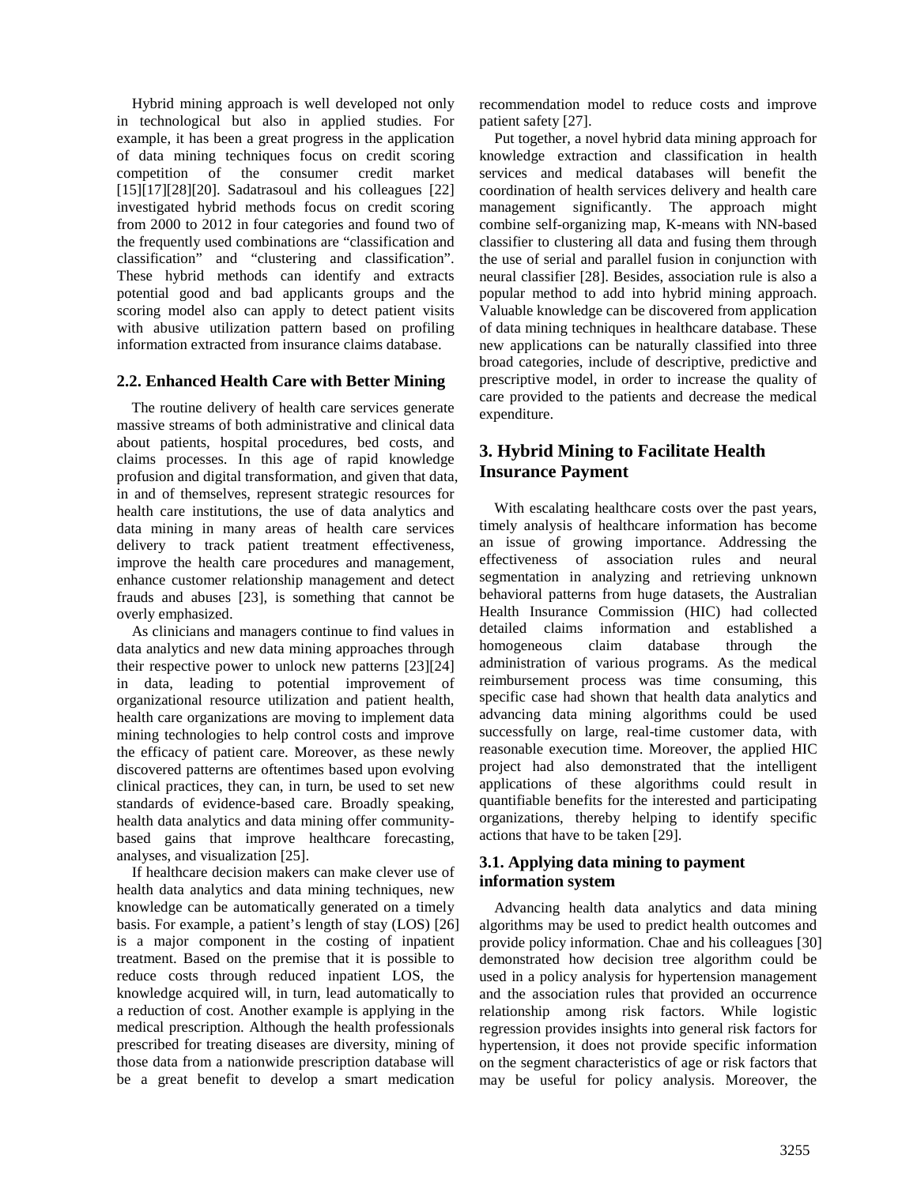Hybrid mining approach is well developed not only in technological but also in applied studies. For example, it has been a great progress in the application of data mining techniques focus on credit scoring competition of the consumer credit market [15][17][28][20]. Sadatrasoul and his colleagues [22] investigated hybrid methods focus on credit scoring from 2000 to 2012 in four categories and found two of the frequently used combinations are "classification and classification" and "clustering and classification". These hybrid methods can identify and extracts potential good and bad applicants groups and the scoring model also can apply to detect patient visits with abusive utilization pattern based on profiling information extracted from insurance claims database.

## 2.2. Enhanced Health Care with Better Mining

The routine delivery of health care services generate massive streams of both administrative and clinical data about patients, hospital procedures, bed costs, and claims processes. In this age of rapid knowledge profusion and digital transformation, and given that data, in and of themselves, represent strategic resources for health care institutions, the use of data analytics and data mining in many areas of health care services delivery to track patient treatment effectiveness, improve the health care procedures and management, enhance customer relationship management and detect frauds and abuses [23], is something that cannot be overly emphasized.

As clinicians and managers continue to find values in data analytics and new data mining approaches through their respective power to unlock new patterns [23][24] in data, leading to potential improvement of organizational resource utilization and patient health, health care organizations are moving to implement data mining technologies to help control costs and improve the efficacy of patient care. Moreover, as these newly discovered patterns are oftentimes based upon evolving clinical practices, they can, in turn, be used to set new standards of evidence-based care. Broadly speaking, health data analytics and data mining offer community-based gains that improve healthcare forecasting, analyses, and visualization [25].

If healthcare decision makers can make clever use of health data analytics and data mining techniques, new knowledge can be automatically generated on a timely basis. For example, a patient's length of stay (LOS) [26] is a major component in the costing of inpatient treatment. Based on the premise that it is possible to reduce costs through reduced inpatient LOS, the knowledge acquired will, in turn, lead automatically to a reduction of cost. Another example is applying in the medical prescription. Although the health professionals prescribed for treating diseases are diversity, mining of those data from a nationwide prescription database will be a great benefit to develop a smart medication recommendation model to reduce costs and improve patient safety [27].

Put together, a novel hybrid data mining approach for knowledge extraction and classification in health services and medical databases will benefit the coordination of health services delivery and health care management significantly. The approach might combine self-organizing map, K-means with NN-based classifier to clustering all data and fusing them through the use of serial and parallel fusion in conjunction with neural classifier [28]. Besides, association rule is also a popular method to add into hybrid mining approach. Valuable knowledge can be discovered from application of data mining techniques in healthcare database. These new applications can be naturally classified into three broad categories, include of descriptive, predictive and prescriptive model, in order to increase the quality of care provided to the patients and decrease the medical expenditure.

# 3. Hybrid Mining to Facilitate Health Insurance Payment

With escalating healthcare costs over the past years, timely analysis of healthcare information has become an issue of growing importance. Addressing the effectiveness of association rules and neural segmentation in analyzing and retrieving unknown behavioral patterns from huge datasets, the Australian Health Insurance Commission (HIC) had collected detailed claims information and established a homogeneous claim database through the administration of various programs. As the medical reimbursement process was time consuming, this specific case had shown that health data analytics and advancing data mining algorithms could be used successfully on large, real-time customer data, with reasonable execution time. Moreover, the applied HIC project had also demonstrated that the intelligent applications of these algorithms could result in quantifiable benefits for the interested and participating organizations, thereby helping to identify specific actions that have to be taken [29].

## 3.1. Applying data mining to payment information system

Advancing health data analytics and data mining algorithms may be used to predict health outcomes and provide policy information. Chae and his colleagues [30] demonstrated how decision tree algorithm could be used in a policy analysis for hypertension management and the association rules that provided an occurrence relationship among risk factors. While logistic regression provides insights into general risk factors for hypertension, it does not provide specific information on the segment characteristics of age or risk factors that may be useful for policy analysis. Moreover, the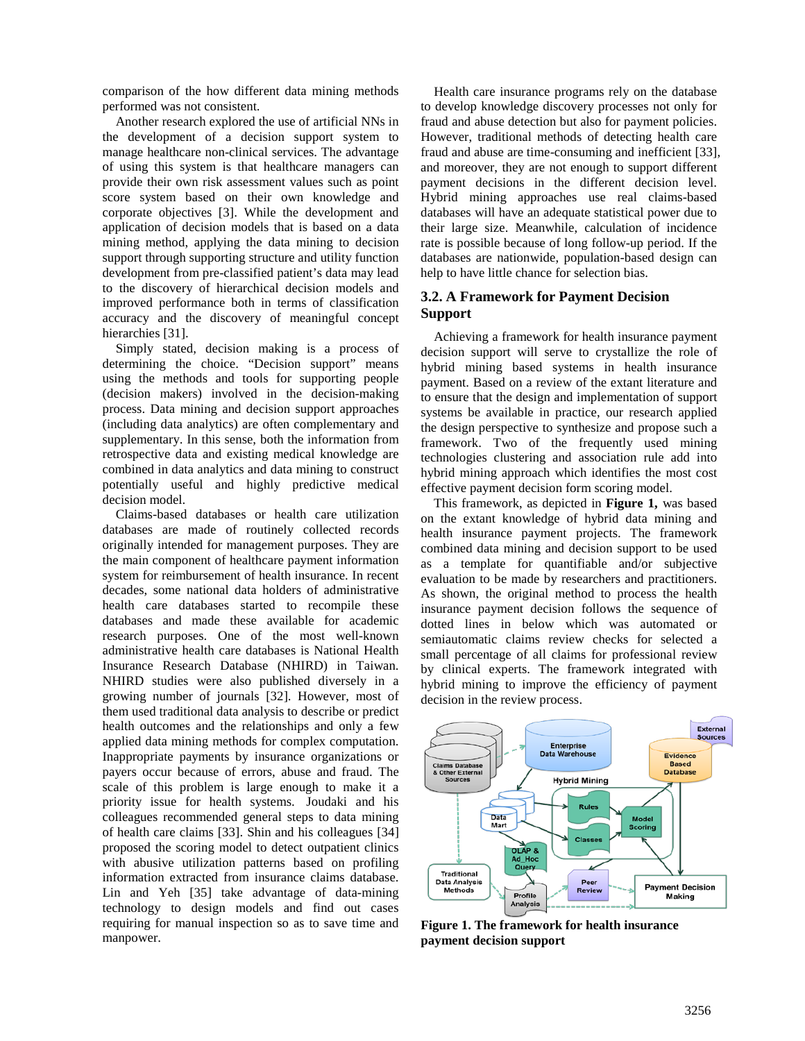comparison of the how different data mining methods performed was not consistent.

Another research explored the use of artificial NNs in the development of a decision support system to manage healthcare non-clinical services. The advantage of using this system is that healthcare managers can provide their own risk assessment values such as point score system based on their own knowledge and corporate objectives [3]. While the development and application of decision models that is based on a data mining method, applying the data mining to decision support through supporting structure and utility function development from pre-classified patient's data may lead to the discovery of hierarchical decision models and improved performance both in terms of classification accuracy and the discovery of meaningful concept hierarchies [31].

Simply stated, decision making is a process of determining the choice. "Decision support" means using the methods and tools for supporting people (decision makers) involved in the decision-making process. Data mining and decision support approaches (including data analytics) are often complementary and supplementary. In this sense, both the information from retrospective data and existing medical knowledge are combined in data analytics and data mining to construct potentially useful and highly predictive medical decision model.

Claims-based databases or health care utilization databases are made of routinely collected records originally intended for management purposes. They are the main component of healthcare payment information system for reimbursement of health insurance. In recent decades, some national data holders of administrative health care databases started to recompile these databases and made these available for academic research purposes. One of the most well-known administrative health care databases is National Health Insurance Research Database (NHIRD) in Taiwan. NHIRD studies were also published diversely in a growing number of journals [32]. However, most of them used traditional data analysis to describe or predict health outcomes and the relationships and only a few applied data mining methods for complex computation. Inappropriate payments by insurance organizations or payers occur because of errors, abuse and fraud. The scale of this problem is large enough to make it a priority issue for health systems. Joudaki and his colleagues recommended general steps to data mining of health care claims [33]. Shin and his colleagues [34] proposed the scoring model to detect outpatient clinics with abusive utilization patterns based on profiling information extracted from insurance claims database. Lin and Yeh [35] take advantage of data-mining technology to design models and find out cases requiring for manual inspection so as to save time and manpower.

Health care insurance programs rely on the database to develop knowledge discovery processes not only for fraud and abuse detection but also for payment policies. However, traditional methods of detecting health care fraud and abuse are time-consuming and inefficient [33], and moreover, they are not enough to support different payment decisions in the different decision level. Hybrid mining approaches use real claims-based databases will have an adequate statistical power due to their large size. Meanwhile, calculation of incidence rate is possible because of long follow-up period. If the databases are nationwide, population-based design can help to have little chance for selection bias.

### 3.2. A Framework for Payment Decision Support

Achieving a framework for health insurance payment decision support will serve to crystallize the role of hybrid mining based systems in health insurance payment. Based on a review of the extant literature and to ensure that the design and implementation of support systems be available in practice, our research applied the design perspective to synthesize and propose such a framework. Two of the frequently used mining technologies clustering and association rule add into hybrid mining approach which identifies the most cost effective payment decision form scoring model.

This framework, as depicted in **Figure 1,** was based on the extant knowledge of hybrid data mining and health insurance payment projects. The framework combined data mining and decision support to be used as a template for quantifiable and/or subjective evaluation to be made by researchers and practitioners. As shown, the original method to process the health insurance payment decision follows the sequence of dotted lines in below which was automated or semiautomatic claims review checks for selected a small percentage of all claims for professional review by clinical experts. The framework integrated with hybrid mining to improve the efficiency of payment decision in the review process.

**Figure 1. The framework for health insurance payment decision support**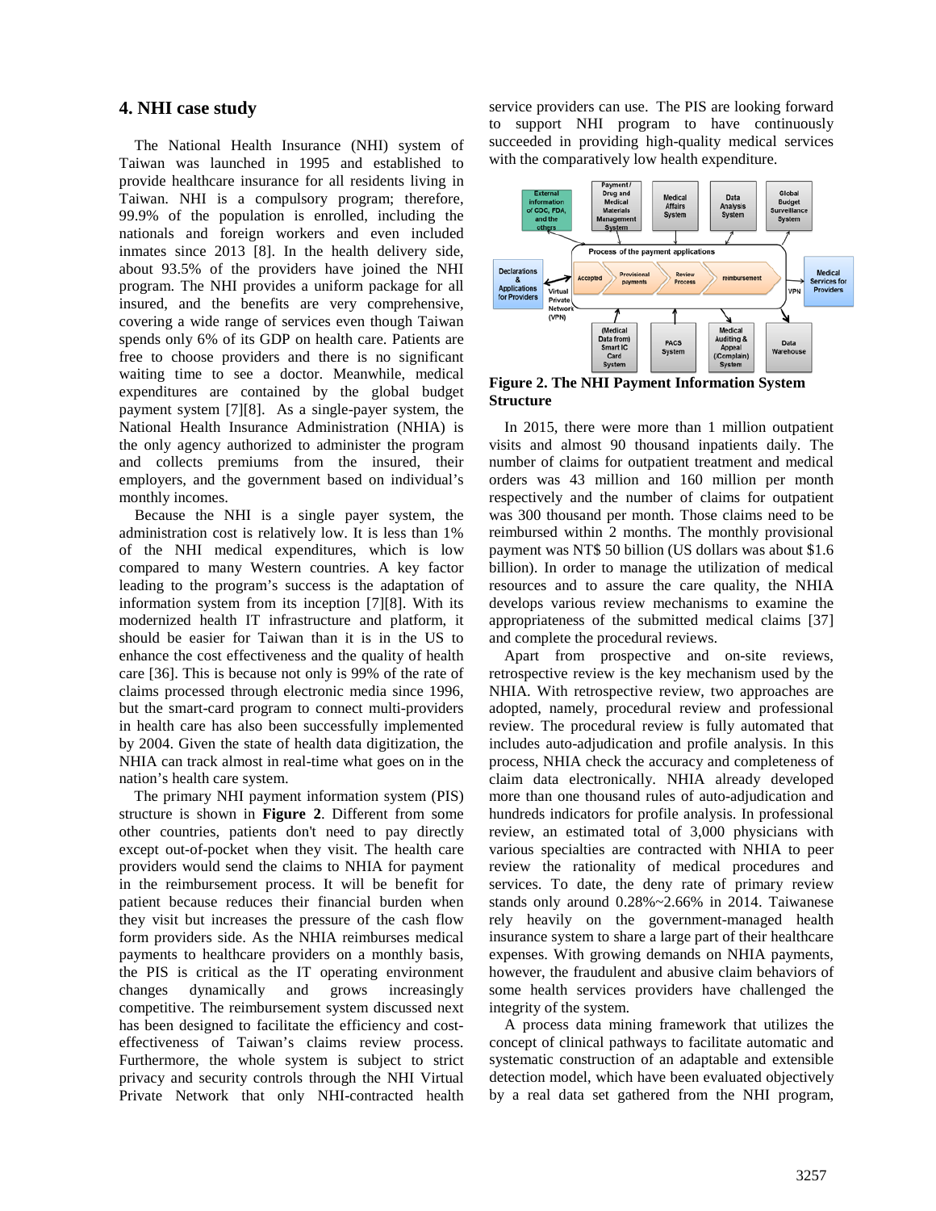## 4. NHI case study

The National Health Insurance (NHI) system of Taiwan was launched in 1995 and established to provide healthcare insurance for all residents living in Taiwan. NHI is a compulsory program; therefore, 99.9% of the population is enrolled, including the nationals and foreign workers and even included inmates since 2013 [8]. In the health delivery side, about 93.5% of the providers have joined the NHI program. The NHI provides a uniform package for all insured, and the benefits are very comprehensive, covering a wide range of services even though Taiwan spends only 6% of its GDP on health care. Patients are free to choose providers and there is no significant waiting time to see a doctor. Meanwhile, medical expenditures are contained by the global budget payment system [7][8]. As a single-payer system, the National Health Insurance Administration (NHIA) is the only agency authorized to administer the program and collects premiums from the insured, their employers, and the government based on individual's monthly incomes.

Because the NHI is a single payer system, the administration cost is relatively low. It is less than 1% of the NHI medical expenditures, which is low compared to many Western countries. A key factor leading to the program's success is the adaptation of information system from its inception [7][8]. With its modernized health IT infrastructure and platform, it should be easier for Taiwan than it is in the US to enhance the cost effectiveness and the quality of health care [36]. This is because not only is 99% of the rate of claims processed through electronic media since 1996, but the smart-card program to connect multi-providers in health care has also been successfully implemented by 2004. Given the state of health data digitization, the NHIA can track almost in real-time what goes on in the nation's health care system.

The primary NHI payment information system (PIS) structure is shown in **Figure 2**. Different from some other countries, patients don't need to pay directly except out-of-pocket when they visit. The health care providers would send the claims to NHIA for payment in the reimbursement process. It will be benefit for patient because reduces their financial burden when they visit but increases the pressure of the cash flow form providers side. As the NHIA reimburses medical payments to healthcare providers on a monthly basis, the PIS is critical as the IT operating environment changes dynamically and grows increasingly competitive. The reimbursement system discussed next has been designed to facilitate the efficiency and cost-effectiveness of Taiwan's claims review process. Furthermore, the whole system is subject to strict privacy and security controls through the NHI Virtual Private Network that only NHI-contracted health service providers can use. The PIS are looking forward to support NHI program to have continuously succeeded in providing high-quality medical services with the comparatively low health expenditure.

**Figure 2. The NHI Payment Information System Structure**

In 2015, there were more than 1 million outpatient visits and almost 90 thousand inpatients daily. The number of claims for outpatient treatment and medical orders was 43 million and 160 million per month respectively and the number of claims for outpatient was 300 thousand per month. Those claims need to be reimbursed within 2 months. The monthly provisional payment was NT$ 50 billion (US dollars was about $1.6 billion). In order to manage the utilization of medical resources and to assure the care quality, the NHIA develops various review mechanisms to examine the appropriateness of the submitted medical claims [37] and complete the procedural reviews.

Apart from prospective and on-site reviews, retrospective review is the key mechanism used by the NHIA. With retrospective review, two approaches are adopted, namely, procedural review and professional review. The procedural review is fully automated that includes auto-adjudication and profile analysis. In this process, NHIA check the accuracy and completeness of claim data electronically. NHIA already developed more than one thousand rules of auto-adjudication and hundreds indicators for profile analysis. In professional review, an estimated total of 3,000 physicians with various specialties are contracted with NHIA to peer review the rationality of medical procedures and services. To date, the deny rate of primary review stands only around 0.28%~2.66% in 2014. Taiwanese rely heavily on the government-managed health insurance system to share a large part of their healthcare expenses. With growing demands on NHIA payments, however, the fraudulent and abusive claim behaviors of some health services providers have challenged the integrity of the system.

A process data mining framework that utilizes the concept of clinical pathways to facilitate automatic and systematic construction of an adaptable and extensible detection model, which have been evaluated objectively by a real data set gathered from the NHI program,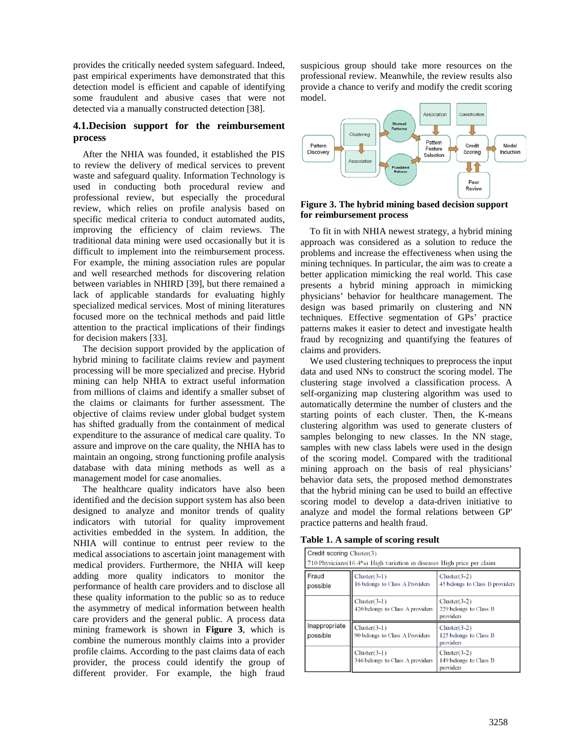provides the critically needed system safeguard. Indeed, past empirical experiments have demonstrated that this detection model is efficient and capable of identifying some fraudulent and abusive cases that were not detected via a manually constructed detection [38].

### 4.1.Decision support for the reimbursement process

After the NHIA was founded, it established the PIS to review the delivery of medical services to prevent waste and safeguard quality. Information Technology is used in conducting both procedural review and professional review, but especially the procedural review, which relies on profile analysis based on specific medical criteria to conduct automated audits, improving the efficiency of claim reviews. The traditional data mining were used occasionally but it is difficult to implement into the reimbursement process. For example, the mining association rules are popular and well researched methods for discovering relation between variables in NHIRD [39], but there remained a lack of applicable standards for evaluating highly specialized medical services. Most of mining literatures focused more on the technical methods and paid little attention to the practical implications of their findings for decision makers [33].

The decision support provided by the application of hybrid mining to facilitate claims review and payment processing will be more specialized and precise. Hybrid mining can help NHIA to extract useful information from millions of claims and identify a smaller subset of the claims or claimants for further assessment. The objective of claims review under global budget system has shifted gradually from the containment of medical expenditure to the assurance of medical care quality. To assure and improve on the care quality, the NHIA has to maintain an ongoing, strong functioning profile analysis database with data mining methods as well as a management model for case anomalies.

The healthcare quality indicators have also been identified and the decision support system has also been designed to analyze and monitor trends of quality indicators with tutorial for quality improvement activities embedded in the system. In addition, the NHIA will continue to entrust peer review to the medical associations to ascertain joint management with medical providers. Furthermore, the NHIA will keep adding more quality indicators to monitor the performance of health care providers and to disclose all these quality information to the public so as to reduce the asymmetry of medical information between health care providers and the general public. A process data mining framework is shown in **Figure 3**, which is combine the numerous monthly claims into a provider profile claims. According to the past claims data of each provider, the process could identify the group of different provider. For example, the high fraud suspicious group should take more resources on the professional review. Meanwhile, the review results also provide a chance to verify and modify the credit scoring model.

**Figure 3. The hybrid mining based decision support for reimbursement process**

To fit in with NHIA newest strategy, a hybrid mining approach was considered as a solution to reduce the problems and increase the effectiveness when using the mining techniques. In particular, the aim was to create a better application mimicking the real world. This case presents a hybrid mining approach in mimicking physicians' behavior for healthcare management. The design was based primarily on clustering and NN techniques. Effective segmentation of GPs' practice patterns makes it easier to detect and investigate health fraud by recognizing and quantifying the features of claims and providers.

We used clustering techniques to preprocess the input data and used NNs to construct the scoring model. The clustering stage involved a classification process. A self-organizing map clustering algorithm was used to automatically determine the number of clusters and the starting points of each cluster. Then, the K-means clustering algorithm was used to generate clusters of samples belonging to new classes. In the NN stage, samples with new class labels were used in the design of the scoring model. Compared with the traditional mining approach on the basis of real physicians' behavior data sets, the proposed method demonstrates that the hybrid mining can be used to build an effective scoring model to develop a data-driven initiative to analyze and model the formal relations between GP' practice patterns and health fraud.

**Table 1. A sample of scoring result**

| Credit scoring Cluster(3)<br>710 Physicians(16.4%) High variation in diseases High price per claim | | |
|---|---|---|
| Fraud possible | Cluster(3-1)<br>16 belongs to Class A Providers | Cluster(3-2)<br>45 belongs to Class B providers |
| | Cluster(3-1)<br>420 belongs to Class A providers | Cluster(3-2)<br>229 belongs to Class B providers |
| Inappropriate possible | Cluster(3-1)<br>90 belongs to Class A Providers | Cluster(3-2)<br>125 belongs to Class B providers |
| | Cluster(3-1)<br>346 belongs to Class A providers | Cluster(3-2)<br>149 belongs to Class B providers |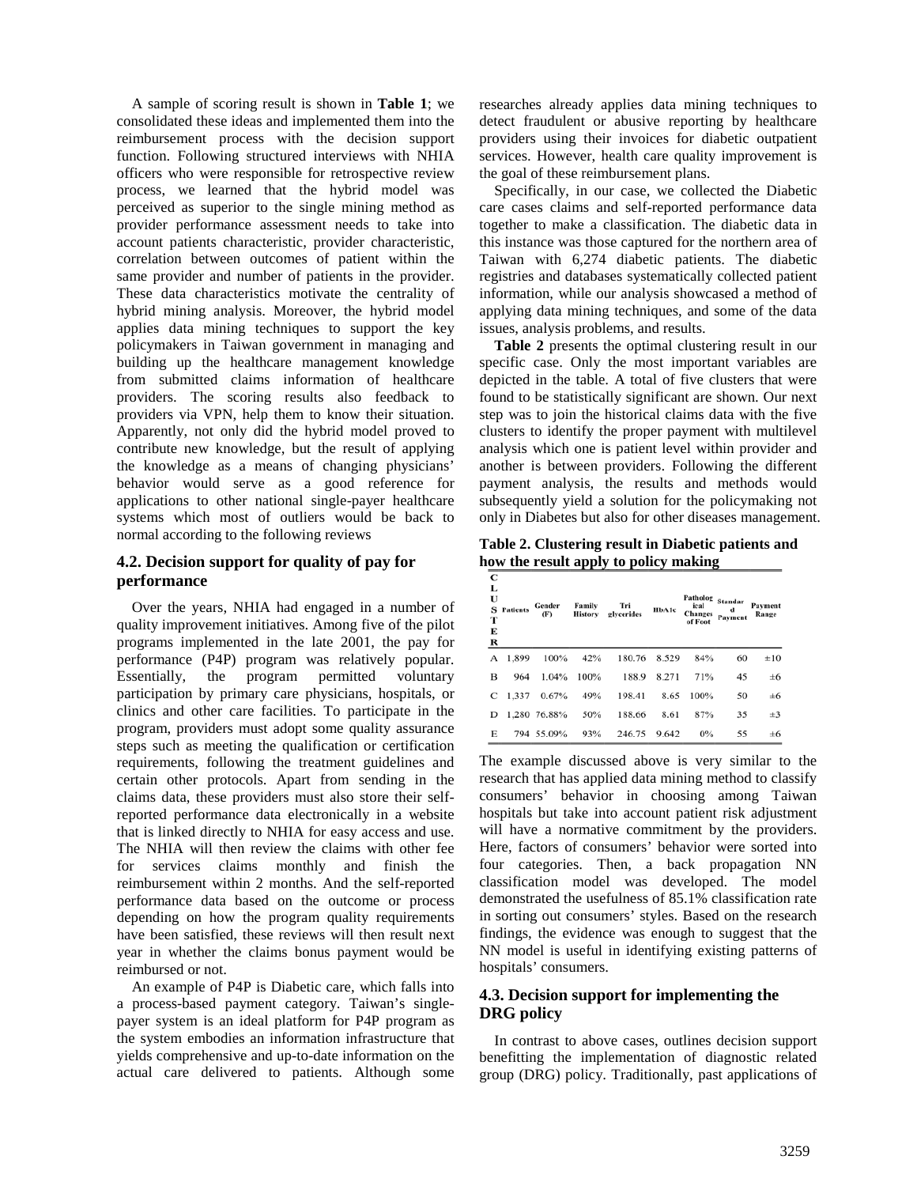A sample of scoring result is shown in **Table 1**; we consolidated these ideas and implemented them into the reimbursement process with the decision support function. Following structured interviews with NHIA officers who were responsible for retrospective review process, we learned that the hybrid model was perceived as superior to the single mining method as provider performance assessment needs to take into account patients characteristic, provider characteristic, correlation between outcomes of patient within the same provider and number of patients in the provider. These data characteristics motivate the centrality of hybrid mining analysis. Moreover, the hybrid model applies data mining techniques to support the key policymakers in Taiwan government in managing and building up the healthcare management knowledge from submitted claims information of healthcare providers. The scoring results also feedback to providers via VPN, help them to know their situation. Apparently, not only did the hybrid model proved to contribute new knowledge, but the result of applying the knowledge as a means of changing physicians' behavior would serve as a good reference for applications to other national single-payer healthcare systems which most of outliers would be back to normal according to the following reviews

### 4.2. Decision support for quality of pay for performance

Over the years, NHIA had engaged in a number of quality improvement initiatives. Among five of the pilot programs implemented in the late 2001, the pay for performance (P4P) program was relatively popular. Essentially, the program permitted voluntary participation by primary care physicians, hospitals, or clinics and other care facilities. To participate in the program, providers must adopt some quality assurance steps such as meeting the qualification or certification requirements, following the treatment guidelines and certain other protocols. Apart from sending in the claims data, these providers must also store their self-reported performance data electronically in a website that is linked directly to NHIA for easy access and use. The NHIA will then review the claims with other fee for services claims monthly and finish the reimbursement within 2 months. And the self-reported performance data based on the outcome or process depending on how the program quality requirements have been satisfied, these reviews will then result next year in whether the claims bonus payment would be reimbursed or not.

An example of P4P is Diabetic care, which falls into a process-based payment category. Taiwan's single-payer system is an ideal platform for P4P program as the system embodies an information infrastructure that yields comprehensive and up-to-date information on the actual care delivered to patients. Although some researches already applies data mining techniques to detect fraudulent or abusive reporting by healthcare providers using their invoices for diabetic outpatient services. However, health care quality improvement is the goal of these reimbursement plans.

Specifically, in our case, we collected the Diabetic care cases claims and self-reported performance data together to make a classification. The diabetic data in this instance was those captured for the northern area of Taiwan with 6,274 diabetic patients. The diabetic registries and databases systematically collected patient information, while our analysis showcased a method of applying data mining techniques, and some of the data issues, analysis problems, and results.

**Table 2** presents the optimal clustering result in our specific case. Only the most important variables are depicted in the table. A total of five clusters that were found to be statistically significant are shown. Our next step was to join the historical claims data with the five clusters to identify the proper payment with multilevel analysis which one is patient level within provider and another is between providers. Following the different payment analysis, the results and methods would subsequently yield a solution for the policymaking not only in Diabetes but also for other diseases management.

**Table 2. Clustering result in Diabetic patients and how the result apply to policy making**

| CLUSTER | Patients | Gender (F) | Family History | Tri glycerides | HbA1c | Pathological Changes of Foot | Standard Payment | Payment Range |
|---|---|---|---|---|---|---|---|---|
| A | 1,899 | 100% | 42% | 180.76 | 8.529 | 84% | 60 | ±10 |
| B | 964 | 1.04% | 100% | 188.9 | 8.271 | 71% | 45 | ±6 |
| C | 1,337 | 0.67% | 49% | 198.41 | 8.65 | 100% | 50 | ±6 |
| D | 1,280 | 76.88% | 50% | 188.66 | 8.61 | 87% | 35 | ±3 |
| E | 794 | 55.09% | 93% | 246.75 | 9.642 | 0% | 55 | ±6 |

The example discussed above is very similar to the research that has applied data mining method to classify consumers' behavior in choosing among Taiwan hospitals but take into account patient risk adjustment will have a normative commitment by the providers. Here, factors of consumers' behavior were sorted into four categories. Then, a back propagation NN classification model was developed. The model demonstrated the usefulness of 85.1% classification rate in sorting out consumers' styles. Based on the research findings, the evidence was enough to suggest that the NN model is useful in identifying existing patterns of hospitals' consumers.

### 4.3. Decision support for implementing the DRG policy

In contrast to above cases, outlines decision support benefitting the implementation of diagnostic related group (DRG) policy. Traditionally, past applications of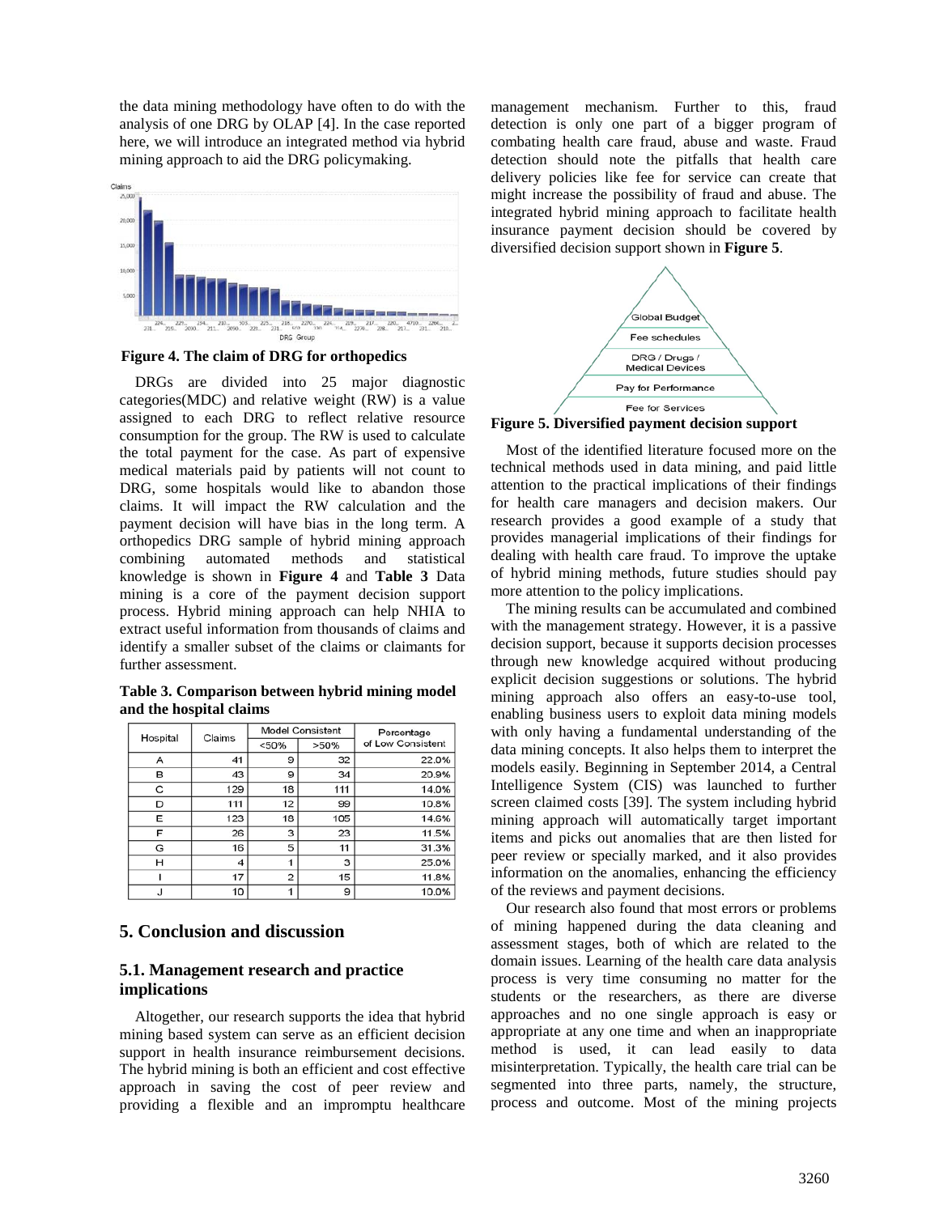the data mining methodology have often to do with the analysis of one DRG by OLAP [4]. In the case reported here, we will introduce an integrated method via hybrid mining approach to aid the DRG policymaking.

**Figure 4. The claim of DRG for orthopedics**

DRGs are divided into 25 major diagnostic categories(MDC) and relative weight (RW) is a value assigned to each DRG to reflect relative resource consumption for the group. The RW is used to calculate the total payment for the case. As part of expensive medical materials paid by patients will not count to DRG, some hospitals would like to abandon those claims. It will impact the RW calculation and the payment decision will have bias in the long term. A orthopedics DRG sample of hybrid mining approach combining automated methods and statistical knowledge is shown in **Figure 4** and **Table 3** Data mining is a core of the payment decision support process. Hybrid mining approach can help NHIA to extract useful information from thousands of claims and identify a smaller subset of the claims or claimants for further assessment.

**Table 3. Comparison between hybrid mining model and the hospital claims**

| Hospital | Claims | Model Consistent | | Percentage of Low Consistent |
|---|---|---|---|---|
| | | <50% | >50% | |
| A | 41 | 9 | 32 | 22.0% |
| B | 43 | 9 | 34 | 20.9% |
| C | 129 | 18 | 111 | 14.0% |
| D | 111 | 12 | 99 | 10.8% |
| E | 123 | 18 | 105 | 14.6% |
| F | 26 | 3 | 23 | 11.5% |
| G | 16 | 5 | 11 | 31.3% |
| H | 4 | 1 | 3 | 25.0% |
| I | 17 | 2 | 15 | 11.8% |
| J | 10 | 1 | 9 | 10.0% |

## 5. Conclusion and discussion

### 5.1. Management research and practice implications

Altogether, our research supports the idea that hybrid mining based system can serve as an efficient decision support in health insurance reimbursement decisions. The hybrid mining is both an efficient and cost effective approach in saving the cost of peer review and providing a flexible and an impromptu healthcare management mechanism. Further to this, fraud detection is only one part of a bigger program of combating health care fraud, abuse and waste. Fraud detection should note the pitfalls that health care delivery policies like fee for service can create that might increase the possibility of fraud and abuse. The integrated hybrid mining approach to facilitate health insurance payment decision should be covered by diversified decision support shown in **Figure 5**.

**Figure 5. Diversified payment decision support**

Most of the identified literature focused more on the technical methods used in data mining, and paid little attention to the practical implications of their findings for health care managers and decision makers. Our research provides a good example of a study that provides managerial implications of their findings for dealing with health care fraud. To improve the uptake of hybrid mining methods, future studies should pay more attention to the policy implications.

The mining results can be accumulated and combined with the management strategy. However, it is a passive decision support, because it supports decision processes through new knowledge acquired without producing explicit decision suggestions or solutions. The hybrid mining approach also offers an easy-to-use tool, enabling business users to exploit data mining models with only having a fundamental understanding of the data mining concepts. It also helps them to interpret the models easily. Beginning in September 2014, a Central Intelligence System (CIS) was launched to further screen claimed costs [39]. The system including hybrid mining approach will automatically target important items and picks out anomalies that are then listed for peer review or specially marked, and it also provides information on the anomalies, enhancing the efficiency of the reviews and payment decisions.

Our research also found that most errors or problems of mining happened during the data cleaning and assessment stages, both of which are related to the domain issues. Learning of the health care data analysis process is very time consuming no matter for the students or the researchers, as there are diverse approaches and no one single approach is easy or appropriate at any one time and when an inappropriate method is used, it can lead easily to data misinterpretation. Typically, the health care trial can be segmented into three parts, namely, the structure, process and outcome. Most of the mining projects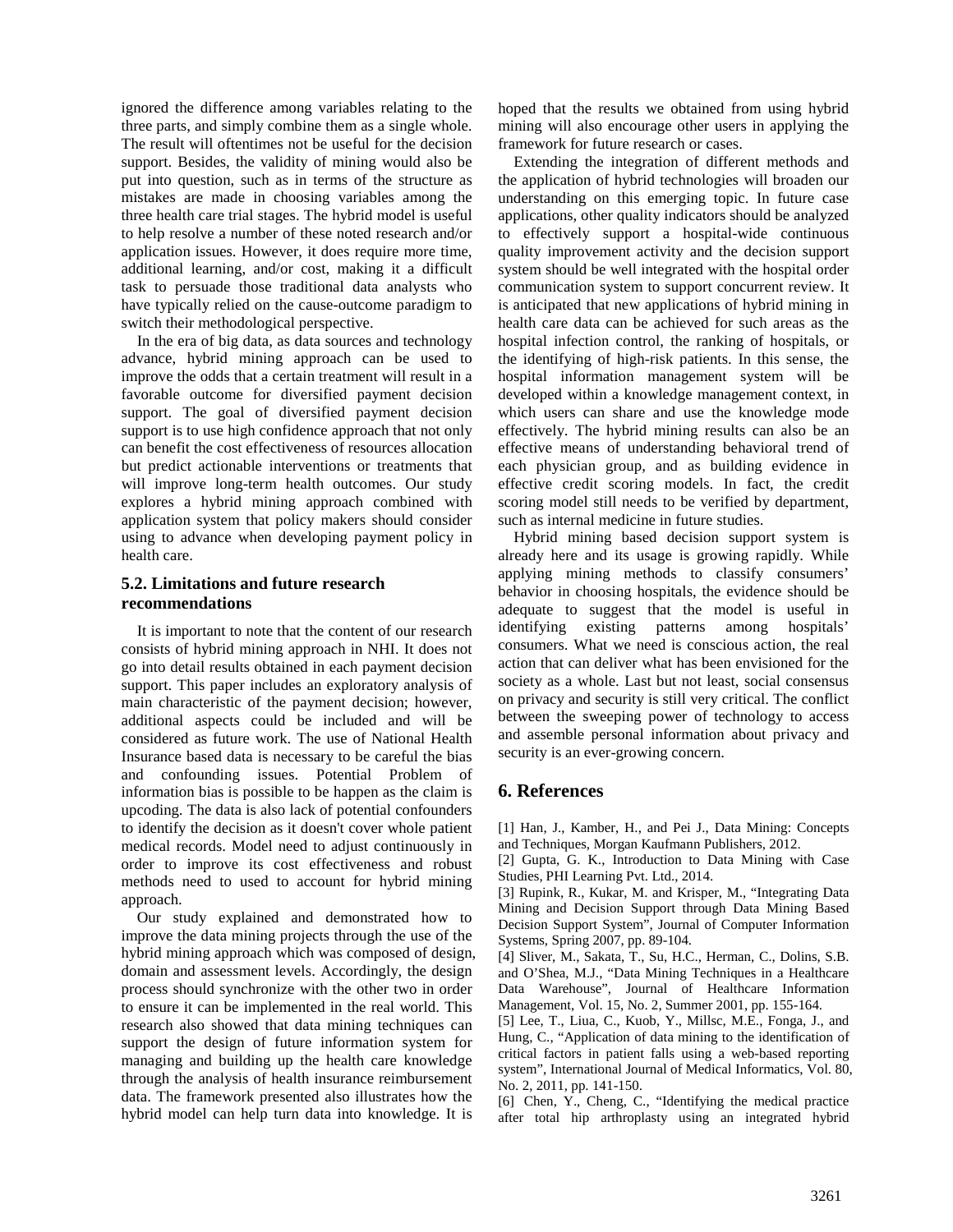ignored the difference among variables relating to the three parts, and simply combine them as a single whole. The result will oftentimes not be useful for the decision support. Besides, the validity of mining would also be put into question, such as in terms of the structure as mistakes are made in choosing variables among the three health care trial stages. The hybrid model is useful to help resolve a number of these noted research and/or application issues. However, it does require more time, additional learning, and/or cost, making it a difficult task to persuade those traditional data analysts who have typically relied on the cause-outcome paradigm to switch their methodological perspective.

In the era of big data, as data sources and technology advance, hybrid mining approach can be used to improve the odds that a certain treatment will result in a favorable outcome for diversified payment decision support. The goal of diversified payment decision support is to use high confidence approach that not only can benefit the cost effectiveness of resources allocation but predict actionable interventions or treatments that will improve long-term health outcomes. Our study explores a hybrid mining approach combined with application system that policy makers should consider using to advance when developing payment policy in health care.

### 5.2. Limitations and future research recommendations

It is important to note that the content of our research consists of hybrid mining approach in NHI. It does not go into detail results obtained in each payment decision support. This paper includes an exploratory analysis of main characteristic of the payment decision; however, additional aspects could be included and will be considered as future work. The use of National Health Insurance based data is necessary to be careful the bias and confounding issues. Potential Problem of information bias is possible to be happen as the claim is upcoding. The data is also lack of potential confounders to identify the decision as it doesn't cover whole patient medical records. Model need to adjust continuously in order to improve its cost effectiveness and robust methods need to used to account for hybrid mining approach.

Our study explained and demonstrated how to improve the data mining projects through the use of the hybrid mining approach which was composed of design, domain and assessment levels. Accordingly, the design process should synchronize with the other two in order to ensure it can be implemented in the real world. This research also showed that data mining techniques can support the design of future information system for managing and building up the health care knowledge through the analysis of health insurance reimbursement data. The framework presented also illustrates how the hybrid model can help turn data into knowledge. It is hoped that the results we obtained from using hybrid mining will also encourage other users in applying the framework for future research or cases.

Extending the integration of different methods and the application of hybrid technologies will broaden our understanding on this emerging topic. In future case applications, other quality indicators should be analyzed to effectively support a hospital-wide continuous quality improvement activity and the decision support system should be well integrated with the hospital order communication system to support concurrent review. It is anticipated that new applications of hybrid mining in health care data can be achieved for such areas as the hospital infection control, the ranking of hospitals, or the identifying of high-risk patients. In this sense, the hospital information management system will be developed within a knowledge management context, in which users can share and use the knowledge mode effectively. The hybrid mining results can also be an effective means of understanding behavioral trend of each physician group, and as building evidence in effective credit scoring models. In fact, the credit scoring model still needs to be verified by department, such as internal medicine in future studies.

Hybrid mining based decision support system is already here and its usage is growing rapidly. While applying mining methods to classify consumers' behavior in choosing hospitals, the evidence should be adequate to suggest that the model is useful in identifying existing patterns among hospitals' consumers. What we need is conscious action, the real action that can deliver what has been envisioned for the society as a whole. Last but not least, social consensus on privacy and security is still very critical. The conflict between the sweeping power of technology to access and assemble personal information about privacy and security is an ever-growing concern.

## 6. References

[1] Han, J., Kamber, H., and Pei J., Data Mining: Concepts and Techniques, Morgan Kaufmann Publishers, 2012.

[2] Gupta, G. K., Introduction to Data Mining with Case Studies, PHI Learning Pvt. Ltd., 2014.

[3] Rupink, R., Kukar, M. and Krisper, M., "Integrating Data Mining and Decision Support through Data Mining Based Decision Support System", Journal of Computer Information Systems, Spring 2007, pp. 89-104.

[4] Sliver, M., Sakata, T., Su, H.C., Herman, C., Dolins, S.B. and O'Shea, M.J., "Data Mining Techniques in a Healthcare Data Warehouse", Journal of Healthcare Information Management, Vol. 15, No. 2, Summer 2001, pp. 155-164.

[5] Lee, T., Liua, C., Kuob, Y., Millsc, M.E., Fonga, J., and Hung, C., "Application of data mining to the identification of critical factors in patient falls using a web-based reporting system", International Journal of Medical Informatics, Vol. 80, No. 2, 2011, pp. 141-150.

[6] Chen, Y., Cheng, C., "Identifying the medical practice after total hip arthroplasty using an integrated hybrid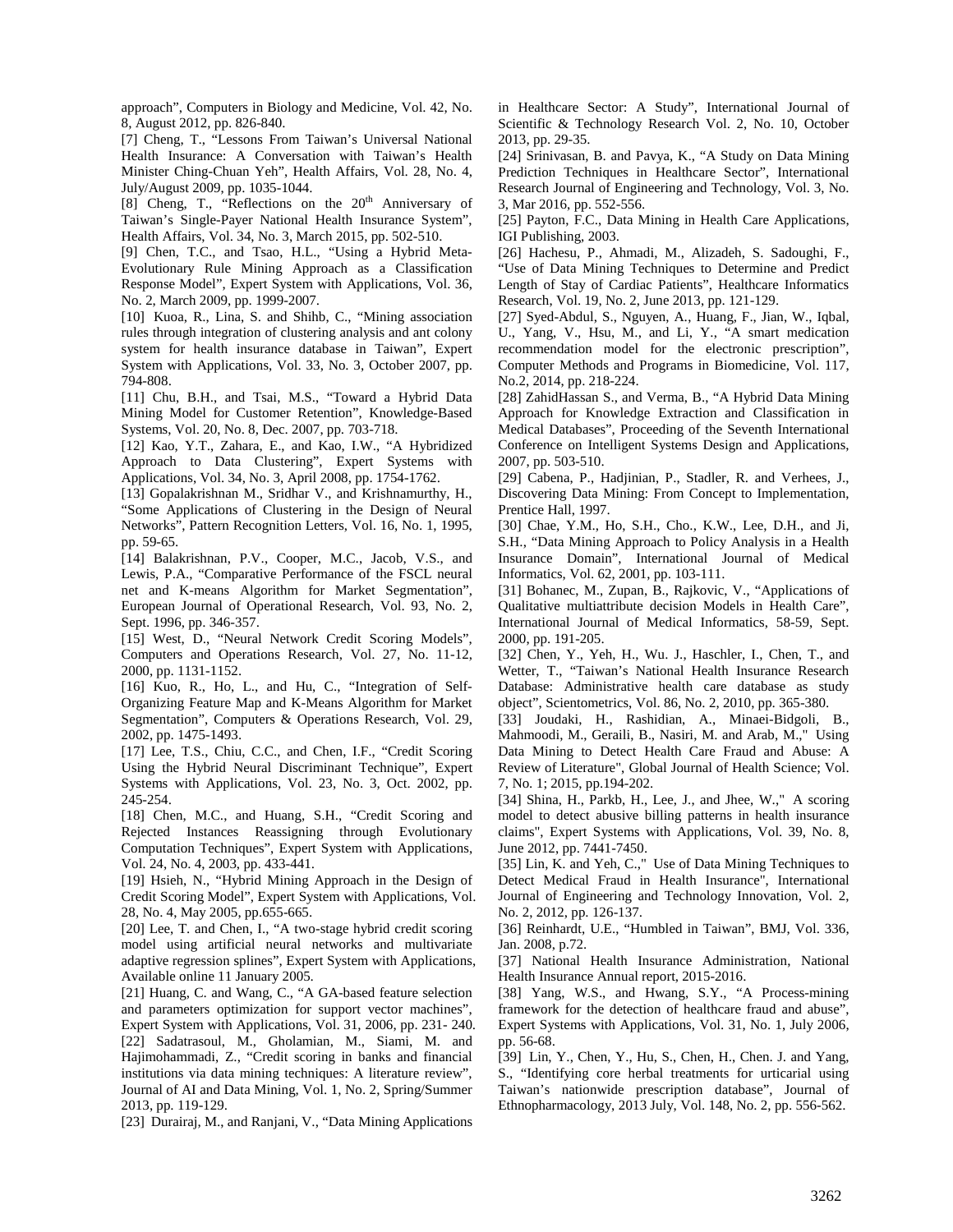approach", Computers in Biology and Medicine, Vol. 42, No. 8, August 2012, pp. 826-840.

[7] Cheng, T., "Lessons From Taiwan's Universal National Health Insurance: A Conversation with Taiwan's Health Minister Ching-Chuan Yeh", Health Affairs, Vol. 28, No. 4, July/August 2009, pp. 1035-1044.

[8] Cheng, T., "Reflections on the 20th Anniversary of Taiwan's Single-Payer National Health Insurance System", Health Affairs, Vol. 34, No. 3, March 2015, pp. 502-510.

[9] Chen, T.C., and Tsao, H.L., "Using a Hybrid Meta-Evolutionary Rule Mining Approach as a Classification Response Model", Expert System with Applications, Vol. 36, No. 2, March 2009, pp. 1999-2007.

[10] Kuoa, R., Lina, S. and Shihb, C., "Mining association rules through integration of clustering analysis and ant colony system for health insurance database in Taiwan", Expert System with Applications, Vol. 33, No. 3, October 2007, pp. 794-808.

[11] Chu, B.H., and Tsai, M.S., "Toward a Hybrid Data Mining Model for Customer Retention", Knowledge-Based Systems, Vol. 20, No. 8, Dec. 2007, pp. 703-718.

[12] Kao, Y.T., Zahara, E., and Kao, I.W., "A Hybridized Approach to Data Clustering", Expert Systems with Applications, Vol. 34, No. 3, April 2008, pp. 1754-1762.

[13] Gopalakrishnan M., Sridhar V., and Krishnamurthy, H., "Some Applications of Clustering in the Design of Neural Networks", Pattern Recognition Letters, Vol. 16, No. 1, 1995, pp. 59-65.

[14] Balakrishnan, P.V., Cooper, M.C., Jacob, V.S., and Lewis, P.A., "Comparative Performance of the FSCL neural net and K-means Algorithm for Market Segmentation", European Journal of Operational Research, Vol. 93, No. 2, Sept. 1996, pp. 346-357.

[15] West, D., "Neural Network Credit Scoring Models", Computers and Operations Research, Vol. 27, No. 11-12, 2000, pp. 1131-1152.

[16] Kuo, R., Ho, L., and Hu, C., "Integration of Self-Organizing Feature Map and K-Means Algorithm for Market Segmentation", Computers & Operations Research, Vol. 29, 2002, pp. 1475-1493.

[17] Lee, T.S., Chiu, C.C., and Chen, I.F., "Credit Scoring Using the Hybrid Neural Discriminant Technique", Expert Systems with Applications, Vol. 23, No. 3, Oct. 2002, pp. 245-254.

[18] Chen, M.C., and Huang, S.H., "Credit Scoring and Rejected Instances Reassigning through Evolutionary Computation Techniques", Expert System with Applications, Vol. 24, No. 4, 2003, pp. 433-441.

[19] Hsieh, N., "Hybrid Mining Approach in the Design of Credit Scoring Model", Expert System with Applications, Vol. 28, No. 4, May 2005, pp.655-665.

[20] Lee, T. and Chen, I., "A two-stage hybrid credit scoring model using artificial neural networks and multivariate adaptive regression splines", Expert System with Applications, Available online 11 January 2005.

[21] Huang, C. and Wang, C., "A GA-based feature selection and parameters optimization for support vector machines", Expert System with Applications, Vol. 31, 2006, pp. 231- 240.

[22] Sadatrasoul, M., Gholamian, M., Siami, M. and Hajimohammadi, Z., "Credit scoring in banks and financial institutions via data mining techniques: A literature review", Journal of AI and Data Mining, Vol. 1, No. 2, Spring/Summer 2013, pp. 119-129.

[23] Durairaj, M., and Ranjani, V., "Data Mining Applications in Healthcare Sector: A Study", International Journal of Scientific & Technology Research Vol. 2, No. 10, October 2013, pp. 29-35.

[24] Srinivasan, B. and Pavya, K., "A Study on Data Mining Prediction Techniques in Healthcare Sector", International Research Journal of Engineering and Technology, Vol. 3, No. 3, Mar 2016, pp. 552-556.

[25] Payton, F.C., Data Mining in Health Care Applications, IGI Publishing, 2003.

[26] Hachesu, P., Ahmadi, M., Alizadeh, S. Sadoughi, F., "Use of Data Mining Techniques to Determine and Predict Length of Stay of Cardiac Patients", Healthcare Informatics Research, Vol. 19, No. 2, June 2013, pp. 121-129.

[27] Syed-Abdul, S., Nguyen, A., Huang, F., Jian, W., Iqbal, U., Yang, V., Hsu, M., and Li, Y., "A smart medication recommendation model for the electronic prescription", Computer Methods and Programs in Biomedicine, Vol. 117, No.2, 2014, pp. 218-224.

[28] ZahidHassan S., and Verma, B., "A Hybrid Data Mining Approach for Knowledge Extraction and Classification in Medical Databases", Proceeding of the Seventh International Conference on Intelligent Systems Design and Applications, 2007, pp. 503-510.

[29] Cabena, P., Hadjinian, P., Stadler, R. and Verhees, J., Discovering Data Mining: From Concept to Implementation, Prentice Hall, 1997.

[30] Chae, Y.M., Ho, S.H., Cho., K.W., Lee, D.H., and Ji, S.H., "Data Mining Approach to Policy Analysis in a Health Insurance Domain", International Journal of Medical Informatics, Vol. 62, 2001, pp. 103-111.

[31] Bohanec, M., Zupan, B., Rajkovic, V., "Applications of Qualitative multiattribute decision Models in Health Care", International Journal of Medical Informatics, 58-59, Sept. 2000, pp. 191-205.

[32] Chen, Y., Yeh, H., Wu. J., Haschler, I., Chen, T., and Wetter, T., "Taiwan's National Health Insurance Research Database: Administrative health care database as study object", Scientometrics, Vol. 86, No. 2, 2010, pp. 365-380.

[33] Joudaki, H., Rashidian, A., Minaei-Bidgoli, B., Mahmoodi, M., Geraili, B., Nasiri, M. and Arab, M.," Using Data Mining to Detect Health Care Fraud and Abuse: A Review of Literature", Global Journal of Health Science; Vol. 7, No. 1; 2015, pp.194-202.

[34] Shina, H., Parkb, H., Lee, J., and Jhee, W.," A scoring model to detect abusive billing patterns in health insurance claims", Expert Systems with Applications, Vol. 39, No. 8, June 2012, pp. 7441-7450.

[35] Lin, K. and Yeh, C.," Use of Data Mining Techniques to Detect Medical Fraud in Health Insurance", International Journal of Engineering and Technology Innovation, Vol. 2, No. 2, 2012, pp. 126-137.

[36] Reinhardt, U.E., "Humbled in Taiwan", BMJ, Vol. 336, Jan. 2008, p.72.

[37] National Health Insurance Administration, National Health Insurance Annual report, 2015-2016.

[38] Yang, W.S., and Hwang, S.Y., "A Process-mining framework for the detection of healthcare fraud and abuse", Expert Systems with Applications, Vol. 31, No. 1, July 2006, pp. 56-68.

[39] Lin, Y., Chen, Y., Hu, S., Chen, H., Chen. J. and Yang, S., "Identifying core herbal treatments for urticarial using Taiwan's nationwide prescription database", Journal of Ethnopharmacology, 2013 July, Vol. 148, No. 2, pp. 556-562.